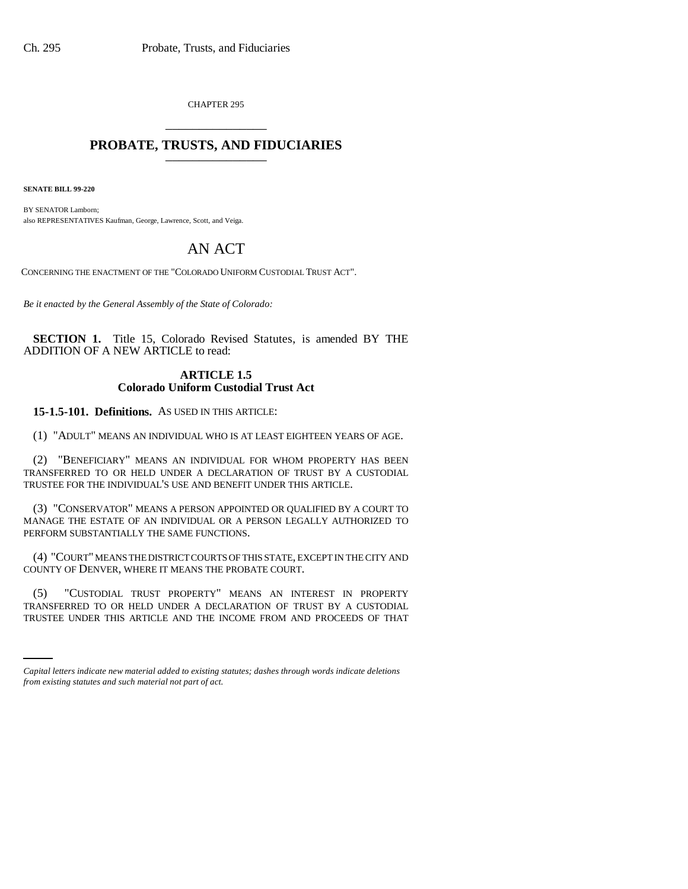CHAPTER 295

# PROBATE, TRUSTS, AND FIDUCIARIES

**SENATE BILL 99-220**

BY SENATOR Lamborn;
also REPRESENTATIVES Kaufman, George, Lawrence, Scott, and Veiga.

## AN ACT

CONCERNING THE ENACTMENT OF THE "COLORADO UNIFORM CUSTODIAL TRUST ACT".

*Be it enacted by the General Assembly of the State of Colorado:*

**SECTION 1.** Title 15, Colorado Revised Statutes, is amended BY THE ADDITION OF A NEW ARTICLE to read:

### ARTICLE 1.5
### Colorado Uniform Custodial Trust Act

**15-1.5-101. Definitions.** AS USED IN THIS ARTICLE:

(1) "ADULT" MEANS AN INDIVIDUAL WHO IS AT LEAST EIGHTEEN YEARS OF AGE.

(2) "BENEFICIARY" MEANS AN INDIVIDUAL FOR WHOM PROPERTY HAS BEEN TRANSFERRED TO OR HELD UNDER A DECLARATION OF TRUST BY A CUSTODIAL TRUSTEE FOR THE INDIVIDUAL'S USE AND BENEFIT UNDER THIS ARTICLE.

(3) "CONSERVATOR" MEANS A PERSON APPOINTED OR QUALIFIED BY A COURT TO MANAGE THE ESTATE OF AN INDIVIDUAL OR A PERSON LEGALLY AUTHORIZED TO PERFORM SUBSTANTIALLY THE SAME FUNCTIONS.

(4) "COURT" MEANS THE DISTRICT COURTS OF THIS STATE, EXCEPT IN THE CITY AND COUNTY OF DENVER, WHERE IT MEANS THE PROBATE COURT.

(5) "CUSTODIAL TRUST PROPERTY" MEANS AN INTEREST IN PROPERTY TRANSFERRED TO OR HELD UNDER A DECLARATION OF TRUST BY A CUSTODIAL TRUSTEE UNDER THIS ARTICLE AND THE INCOME FROM AND PROCEEDS OF THAT

*Capital letters indicate new material added to existing statutes; dashes through words indicate deletions from existing statutes and such material not part of act.*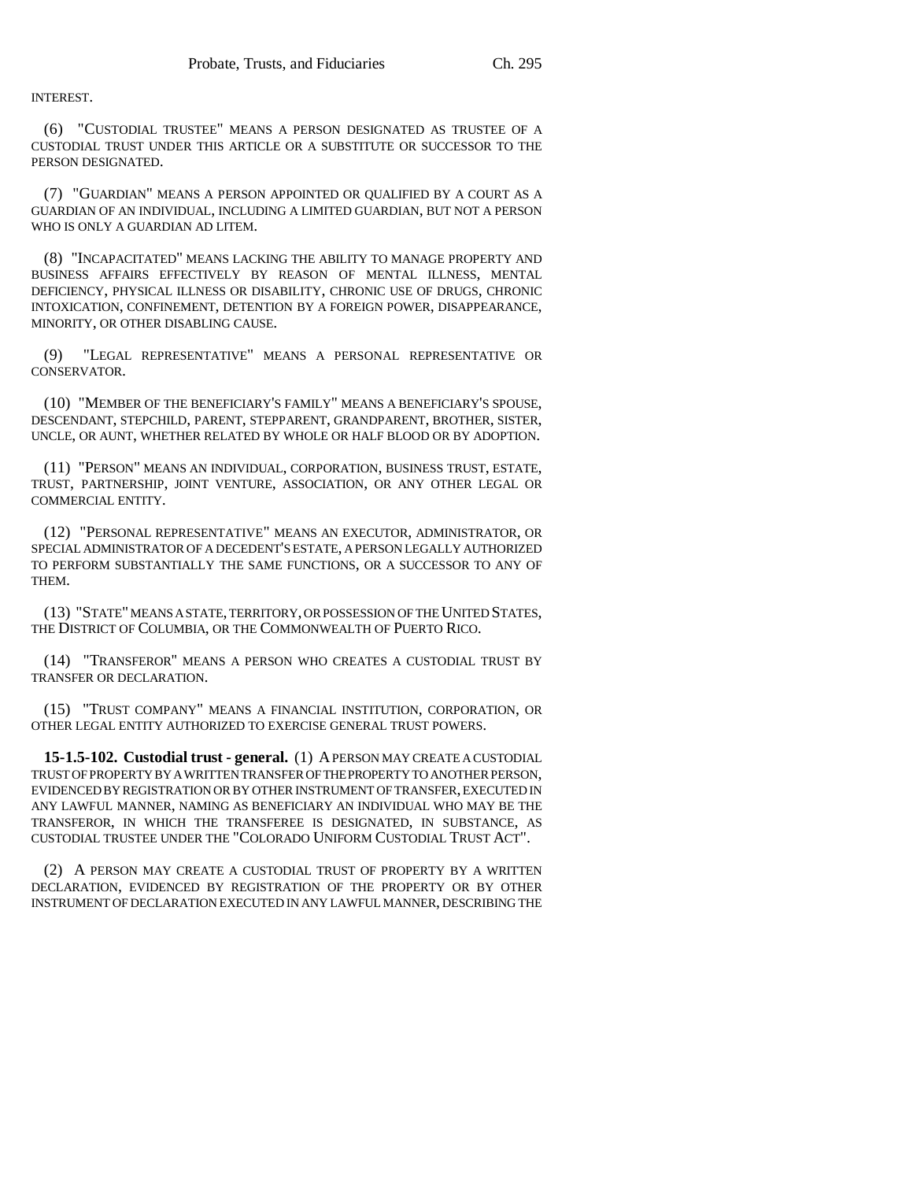INTEREST.

(6) "CUSTODIAL TRUSTEE" MEANS A PERSON DESIGNATED AS TRUSTEE OF A CUSTODIAL TRUST UNDER THIS ARTICLE OR A SUBSTITUTE OR SUCCESSOR TO THE PERSON DESIGNATED.

(7) "GUARDIAN" MEANS A PERSON APPOINTED OR QUALIFIED BY A COURT AS A GUARDIAN OF AN INDIVIDUAL, INCLUDING A LIMITED GUARDIAN, BUT NOT A PERSON WHO IS ONLY A GUARDIAN AD LITEM.

(8) "INCAPACITATED" MEANS LACKING THE ABILITY TO MANAGE PROPERTY AND BUSINESS AFFAIRS EFFECTIVELY BY REASON OF MENTAL ILLNESS, MENTAL DEFICIENCY, PHYSICAL ILLNESS OR DISABILITY, CHRONIC USE OF DRUGS, CHRONIC INTOXICATION, CONFINEMENT, DETENTION BY A FOREIGN POWER, DISAPPEARANCE, MINORITY, OR OTHER DISABLING CAUSE.

(9) "LEGAL REPRESENTATIVE" MEANS A PERSONAL REPRESENTATIVE OR CONSERVATOR.

(10) "MEMBER OF THE BENEFICIARY'S FAMILY" MEANS A BENEFICIARY'S SPOUSE, DESCENDANT, STEPCHILD, PARENT, STEPPARENT, GRANDPARENT, BROTHER, SISTER, UNCLE, OR AUNT, WHETHER RELATED BY WHOLE OR HALF BLOOD OR BY ADOPTION.

(11) "PERSON" MEANS AN INDIVIDUAL, CORPORATION, BUSINESS TRUST, ESTATE, TRUST, PARTNERSHIP, JOINT VENTURE, ASSOCIATION, OR ANY OTHER LEGAL OR COMMERCIAL ENTITY.

(12) "PERSONAL REPRESENTATIVE" MEANS AN EXECUTOR, ADMINISTRATOR, OR SPECIAL ADMINISTRATOR OF A DECEDENT'S ESTATE, A PERSON LEGALLY AUTHORIZED TO PERFORM SUBSTANTIALLY THE SAME FUNCTIONS, OR A SUCCESSOR TO ANY OF THEM.

(13) "STATE" MEANS A STATE, TERRITORY, OR POSSESSION OF THE UNITED STATES, THE DISTRICT OF COLUMBIA, OR THE COMMONWEALTH OF PUERTO RICO.

(14) "TRANSFEROR" MEANS A PERSON WHO CREATES A CUSTODIAL TRUST BY TRANSFER OR DECLARATION.

(15) "TRUST COMPANY" MEANS A FINANCIAL INSTITUTION, CORPORATION, OR OTHER LEGAL ENTITY AUTHORIZED TO EXERCISE GENERAL TRUST POWERS.

**15-1.5-102. Custodial trust - general.** (1) A PERSON MAY CREATE A CUSTODIAL TRUST OF PROPERTY BY A WRITTEN TRANSFER OF THE PROPERTY TO ANOTHER PERSON, EVIDENCED BY REGISTRATION OR BY OTHER INSTRUMENT OF TRANSFER, EXECUTED IN ANY LAWFUL MANNER, NAMING AS BENEFICIARY AN INDIVIDUAL WHO MAY BE THE TRANSFEROR, IN WHICH THE TRANSFEREE IS DESIGNATED, IN SUBSTANCE, AS CUSTODIAL TRUSTEE UNDER THE "COLORADO UNIFORM CUSTODIAL TRUST ACT".

(2) A PERSON MAY CREATE A CUSTODIAL TRUST OF PROPERTY BY A WRITTEN DECLARATION, EVIDENCED BY REGISTRATION OF THE PROPERTY OR BY OTHER INSTRUMENT OF DECLARATION EXECUTED IN ANY LAWFUL MANNER, DESCRIBING THE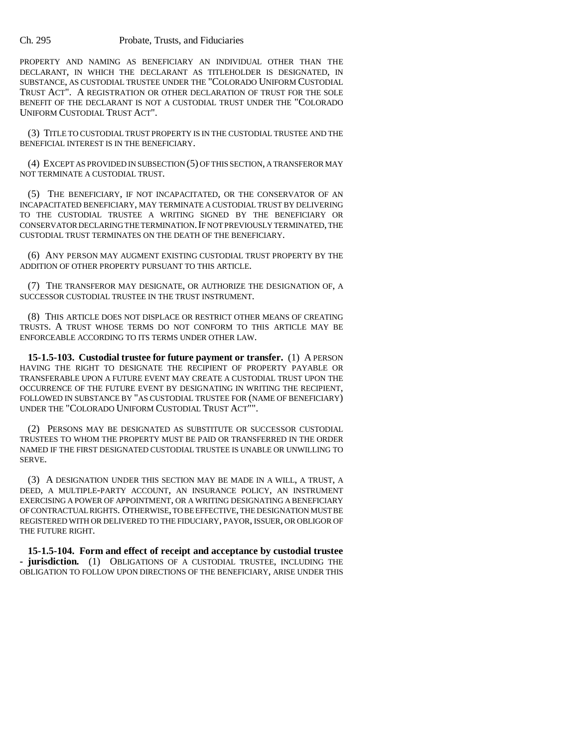PROPERTY AND NAMING AS BENEFICIARY AN INDIVIDUAL OTHER THAN THE DECLARANT, IN WHICH THE DECLARANT AS TITLEHOLDER IS DESIGNATED, IN SUBSTANCE, AS CUSTODIAL TRUSTEE UNDER THE "COLORADO UNIFORM CUSTODIAL TRUST ACT". A REGISTRATION OR OTHER DECLARATION OF TRUST FOR THE SOLE BENEFIT OF THE DECLARANT IS NOT A CUSTODIAL TRUST UNDER THE "COLORADO UNIFORM CUSTODIAL TRUST ACT".

(3) TITLE TO CUSTODIAL TRUST PROPERTY IS IN THE CUSTODIAL TRUSTEE AND THE BENEFICIAL INTEREST IS IN THE BENEFICIARY.

(4) EXCEPT AS PROVIDED IN SUBSECTION (5) OF THIS SECTION, A TRANSFEROR MAY NOT TERMINATE A CUSTODIAL TRUST.

(5) THE BENEFICIARY, IF NOT INCAPACITATED, OR THE CONSERVATOR OF AN INCAPACITATED BENEFICIARY, MAY TERMINATE A CUSTODIAL TRUST BY DELIVERING TO THE CUSTODIAL TRUSTEE A WRITING SIGNED BY THE BENEFICIARY OR CONSERVATOR DECLARING THE TERMINATION. IF NOT PREVIOUSLY TERMINATED, THE CUSTODIAL TRUST TERMINATES ON THE DEATH OF THE BENEFICIARY.

(6) ANY PERSON MAY AUGMENT EXISTING CUSTODIAL TRUST PROPERTY BY THE ADDITION OF OTHER PROPERTY PURSUANT TO THIS ARTICLE.

(7) THE TRANSFEROR MAY DESIGNATE, OR AUTHORIZE THE DESIGNATION OF, A SUCCESSOR CUSTODIAL TRUSTEE IN THE TRUST INSTRUMENT.

(8) THIS ARTICLE DOES NOT DISPLACE OR RESTRICT OTHER MEANS OF CREATING TRUSTS. A TRUST WHOSE TERMS DO NOT CONFORM TO THIS ARTICLE MAY BE ENFORCEABLE ACCORDING TO ITS TERMS UNDER OTHER LAW.

**15-1.5-103. Custodial trustee for future payment or transfer.** (1) A PERSON HAVING THE RIGHT TO DESIGNATE THE RECIPIENT OF PROPERTY PAYABLE OR TRANSFERABLE UPON A FUTURE EVENT MAY CREATE A CUSTODIAL TRUST UPON THE OCCURRENCE OF THE FUTURE EVENT BY DESIGNATING IN WRITING THE RECIPIENT, FOLLOWED IN SUBSTANCE BY "AS CUSTODIAL TRUSTEE FOR (NAME OF BENEFICIARY) UNDER THE "COLORADO UNIFORM CUSTODIAL TRUST ACT"".

(2) PERSONS MAY BE DESIGNATED AS SUBSTITUTE OR SUCCESSOR CUSTODIAL TRUSTEES TO WHOM THE PROPERTY MUST BE PAID OR TRANSFERRED IN THE ORDER NAMED IF THE FIRST DESIGNATED CUSTODIAL TRUSTEE IS UNABLE OR UNWILLING TO SERVE.

(3) A DESIGNATION UNDER THIS SECTION MAY BE MADE IN A WILL, A TRUST, A DEED, A MULTIPLE-PARTY ACCOUNT, AN INSURANCE POLICY, AN INSTRUMENT EXERCISING A POWER OF APPOINTMENT, OR A WRITING DESIGNATING A BENEFICIARY OF CONTRACTUAL RIGHTS. OTHERWISE, TO BE EFFECTIVE, THE DESIGNATION MUST BE REGISTERED WITH OR DELIVERED TO THE FIDUCIARY, PAYOR, ISSUER, OR OBLIGOR OF THE FUTURE RIGHT.

**15-1.5-104. Form and effect of receipt and acceptance by custodial trustee - jurisdiction.** (1) OBLIGATIONS OF A CUSTODIAL TRUSTEE, INCLUDING THE OBLIGATION TO FOLLOW UPON DIRECTIONS OF THE BENEFICIARY, ARISE UNDER THIS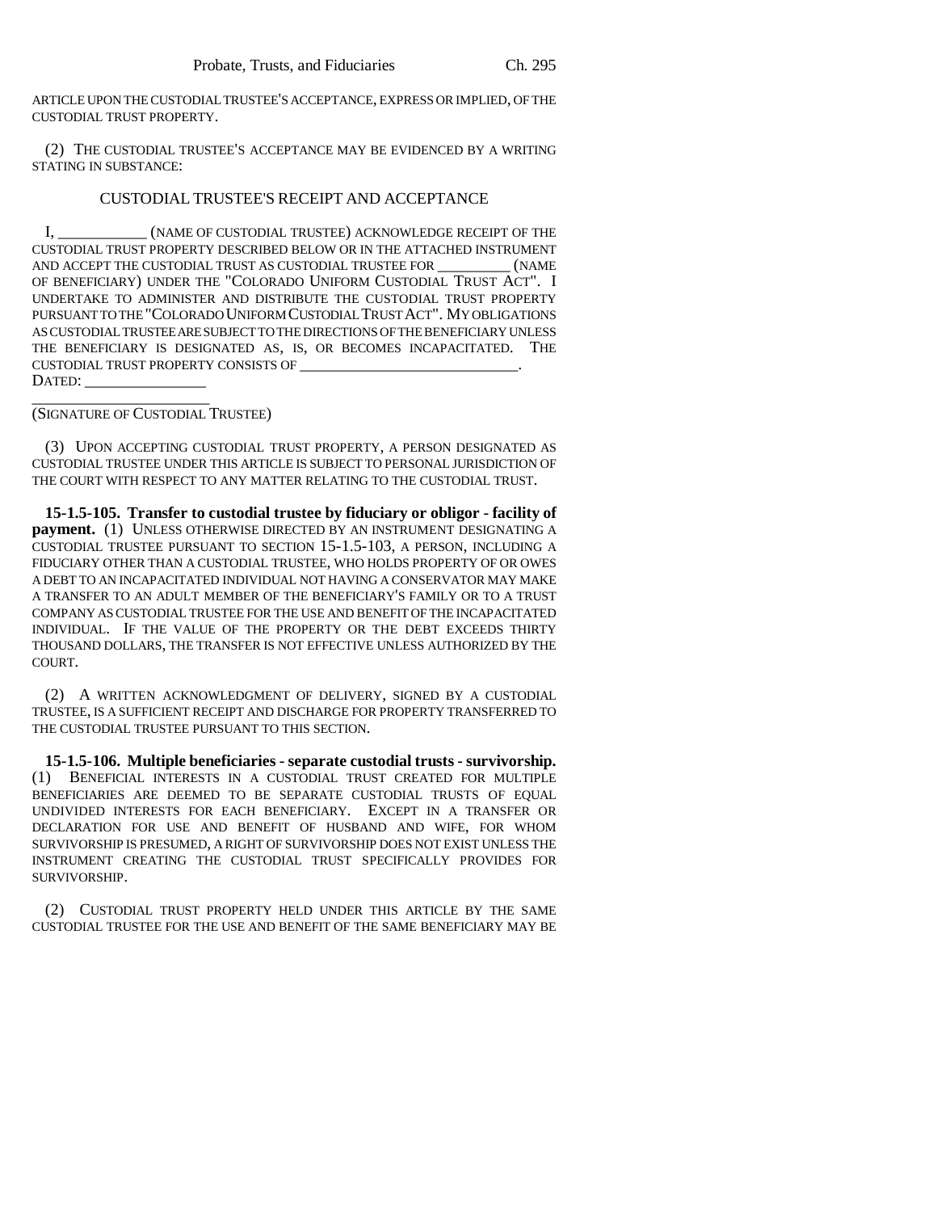ARTICLE UPON THE CUSTODIAL TRUSTEE'S ACCEPTANCE, EXPRESS OR IMPLIED, OF THE CUSTODIAL TRUST PROPERTY.

(2) THE CUSTODIAL TRUSTEE'S ACCEPTANCE MAY BE EVIDENCED BY A WRITING STATING IN SUBSTANCE:

CUSTODIAL TRUSTEE'S RECEIPT AND ACCEPTANCE

I, ____________ (NAME OF CUSTODIAL TRUSTEE) ACKNOWLEDGE RECEIPT OF THE CUSTODIAL TRUST PROPERTY DESCRIBED BELOW OR IN THE ATTACHED INSTRUMENT AND ACCEPT THE CUSTODIAL TRUST AS CUSTODIAL TRUSTEE FOR __________ (NAME OF BENEFICIARY) UNDER THE "COLORADO UNIFORM CUSTODIAL TRUST ACT". I UNDERTAKE TO ADMINISTER AND DISTRIBUTE THE CUSTODIAL TRUST PROPERTY PURSUANT TO THE "COLORADO UNIFORM CUSTODIAL TRUST ACT". MY OBLIGATIONS AS CUSTODIAL TRUSTEE ARE SUBJECT TO THE DIRECTIONS OF THE BENEFICIARY UNLESS THE BENEFICIARY IS DESIGNATED AS, IS, OR BECOMES INCAPACITATED. THE CUSTODIAL TRUST PROPERTY CONSISTS OF ______________________________.
DATED: ________________

______________________
(SIGNATURE OF CUSTODIAL TRUSTEE)

(3) UPON ACCEPTING CUSTODIAL TRUST PROPERTY, A PERSON DESIGNATED AS CUSTODIAL TRUSTEE UNDER THIS ARTICLE IS SUBJECT TO PERSONAL JURISDICTION OF THE COURT WITH RESPECT TO ANY MATTER RELATING TO THE CUSTODIAL TRUST.

**15-1.5-105. Transfer to custodial trustee by fiduciary or obligor - facility of payment.** (1) UNLESS OTHERWISE DIRECTED BY AN INSTRUMENT DESIGNATING A CUSTODIAL TRUSTEE PURSUANT TO SECTION 15-1.5-103, A PERSON, INCLUDING A FIDUCIARY OTHER THAN A CUSTODIAL TRUSTEE, WHO HOLDS PROPERTY OF OR OWES A DEBT TO AN INCAPACITATED INDIVIDUAL NOT HAVING A CONSERVATOR MAY MAKE A TRANSFER TO AN ADULT MEMBER OF THE BENEFICIARY'S FAMILY OR TO A TRUST COMPANY AS CUSTODIAL TRUSTEE FOR THE USE AND BENEFIT OF THE INCAPACITATED INDIVIDUAL. IF THE VALUE OF THE PROPERTY OR THE DEBT EXCEEDS THIRTY THOUSAND DOLLARS, THE TRANSFER IS NOT EFFECTIVE UNLESS AUTHORIZED BY THE COURT.

(2) A WRITTEN ACKNOWLEDGMENT OF DELIVERY, SIGNED BY A CUSTODIAL TRUSTEE, IS A SUFFICIENT RECEIPT AND DISCHARGE FOR PROPERTY TRANSFERRED TO THE CUSTODIAL TRUSTEE PURSUANT TO THIS SECTION.

**15-1.5-106. Multiple beneficiaries - separate custodial trusts - survivorship.** (1) BENEFICIAL INTERESTS IN A CUSTODIAL TRUST CREATED FOR MULTIPLE BENEFICIARIES ARE DEEMED TO BE SEPARATE CUSTODIAL TRUSTS OF EQUAL UNDIVIDED INTERESTS FOR EACH BENEFICIARY. EXCEPT IN A TRANSFER OR DECLARATION FOR USE AND BENEFIT OF HUSBAND AND WIFE, FOR WHOM SURVIVORSHIP IS PRESUMED, A RIGHT OF SURVIVORSHIP DOES NOT EXIST UNLESS THE INSTRUMENT CREATING THE CUSTODIAL TRUST SPECIFICALLY PROVIDES FOR SURVIVORSHIP.

(2) CUSTODIAL TRUST PROPERTY HELD UNDER THIS ARTICLE BY THE SAME CUSTODIAL TRUSTEE FOR THE USE AND BENEFIT OF THE SAME BENEFICIARY MAY BE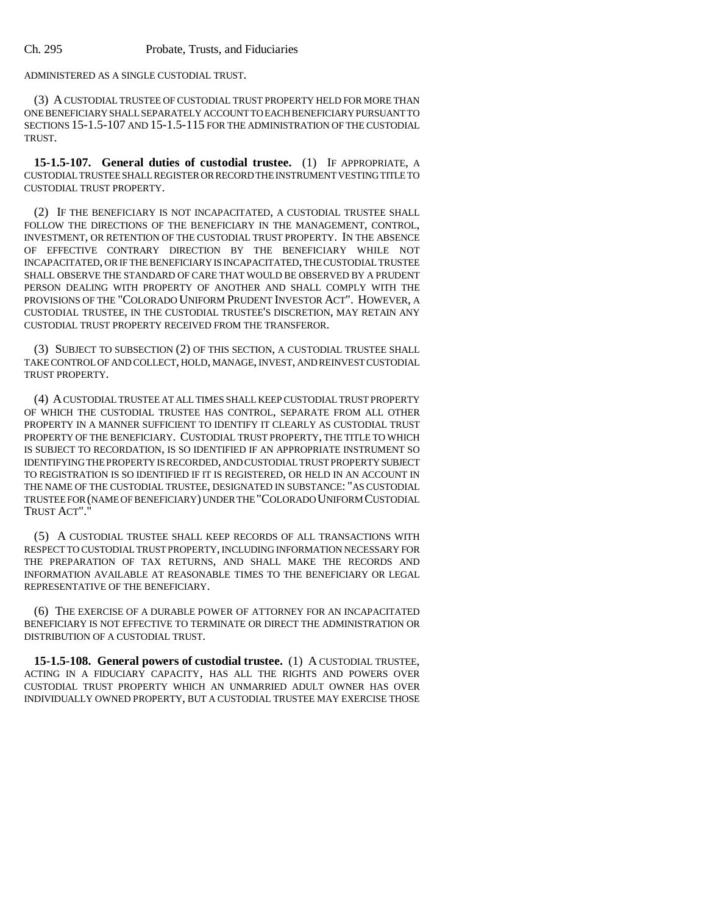ADMINISTERED AS A SINGLE CUSTODIAL TRUST.

(3) A CUSTODIAL TRUSTEE OF CUSTODIAL TRUST PROPERTY HELD FOR MORE THAN ONE BENEFICIARY SHALL SEPARATELY ACCOUNT TO EACH BENEFICIARY PURSUANT TO SECTIONS 15-1.5-107 AND 15-1.5-115 FOR THE ADMINISTRATION OF THE CUSTODIAL TRUST.

**15-1.5-107. General duties of custodial trustee.** (1) IF APPROPRIATE, A CUSTODIAL TRUSTEE SHALL REGISTER OR RECORD THE INSTRUMENT VESTING TITLE TO CUSTODIAL TRUST PROPERTY.

(2) IF THE BENEFICIARY IS NOT INCAPACITATED, A CUSTODIAL TRUSTEE SHALL FOLLOW THE DIRECTIONS OF THE BENEFICIARY IN THE MANAGEMENT, CONTROL, INVESTMENT, OR RETENTION OF THE CUSTODIAL TRUST PROPERTY. IN THE ABSENCE OF EFFECTIVE CONTRARY DIRECTION BY THE BENEFICIARY WHILE NOT INCAPACITATED, OR IF THE BENEFICIARY IS INCAPACITATED, THE CUSTODIAL TRUSTEE SHALL OBSERVE THE STANDARD OF CARE THAT WOULD BE OBSERVED BY A PRUDENT PERSON DEALING WITH PROPERTY OF ANOTHER AND SHALL COMPLY WITH THE PROVISIONS OF THE "COLORADO UNIFORM PRUDENT INVESTOR ACT". HOWEVER, A CUSTODIAL TRUSTEE, IN THE CUSTODIAL TRUSTEE'S DISCRETION, MAY RETAIN ANY CUSTODIAL TRUST PROPERTY RECEIVED FROM THE TRANSFEROR.

(3) SUBJECT TO SUBSECTION (2) OF THIS SECTION, A CUSTODIAL TRUSTEE SHALL TAKE CONTROL OF AND COLLECT, HOLD, MANAGE, INVEST, AND REINVEST CUSTODIAL TRUST PROPERTY.

(4) A CUSTODIAL TRUSTEE AT ALL TIMES SHALL KEEP CUSTODIAL TRUST PROPERTY OF WHICH THE CUSTODIAL TRUSTEE HAS CONTROL, SEPARATE FROM ALL OTHER PROPERTY IN A MANNER SUFFICIENT TO IDENTIFY IT CLEARLY AS CUSTODIAL TRUST PROPERTY OF THE BENEFICIARY. CUSTODIAL TRUST PROPERTY, THE TITLE TO WHICH IS SUBJECT TO RECORDATION, IS SO IDENTIFIED IF AN APPROPRIATE INSTRUMENT SO IDENTIFYING THE PROPERTY IS RECORDED, AND CUSTODIAL TRUST PROPERTY SUBJECT TO REGISTRATION IS SO IDENTIFIED IF IT IS REGISTERED, OR HELD IN AN ACCOUNT IN THE NAME OF THE CUSTODIAL TRUSTEE, DESIGNATED IN SUBSTANCE: "AS CUSTODIAL TRUSTEE FOR (NAME OF BENEFICIARY) UNDER THE "COLORADO UNIFORM CUSTODIAL TRUST ACT"."

(5) A CUSTODIAL TRUSTEE SHALL KEEP RECORDS OF ALL TRANSACTIONS WITH RESPECT TO CUSTODIAL TRUST PROPERTY, INCLUDING INFORMATION NECESSARY FOR THE PREPARATION OF TAX RETURNS, AND SHALL MAKE THE RECORDS AND INFORMATION AVAILABLE AT REASONABLE TIMES TO THE BENEFICIARY OR LEGAL REPRESENTATIVE OF THE BENEFICIARY.

(6) THE EXERCISE OF A DURABLE POWER OF ATTORNEY FOR AN INCAPACITATED BENEFICIARY IS NOT EFFECTIVE TO TERMINATE OR DIRECT THE ADMINISTRATION OR DISTRIBUTION OF A CUSTODIAL TRUST.

**15-1.5-108. General powers of custodial trustee.** (1) A CUSTODIAL TRUSTEE, ACTING IN A FIDUCIARY CAPACITY, HAS ALL THE RIGHTS AND POWERS OVER CUSTODIAL TRUST PROPERTY WHICH AN UNMARRIED ADULT OWNER HAS OVER INDIVIDUALLY OWNED PROPERTY, BUT A CUSTODIAL TRUSTEE MAY EXERCISE THOSE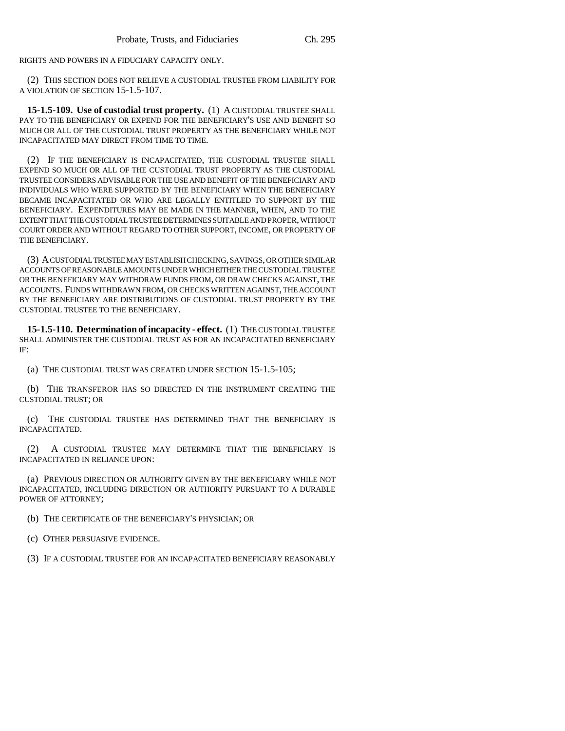RIGHTS AND POWERS IN A FIDUCIARY CAPACITY ONLY.

(2) THIS SECTION DOES NOT RELIEVE A CUSTODIAL TRUSTEE FROM LIABILITY FOR A VIOLATION OF SECTION 15-1.5-107.

**15-1.5-109. Use of custodial trust property.** (1) A CUSTODIAL TRUSTEE SHALL PAY TO THE BENEFICIARY OR EXPEND FOR THE BENEFICIARY'S USE AND BENEFIT SO MUCH OR ALL OF THE CUSTODIAL TRUST PROPERTY AS THE BENEFICIARY WHILE NOT INCAPACITATED MAY DIRECT FROM TIME TO TIME.

(2) IF THE BENEFICIARY IS INCAPACITATED, THE CUSTODIAL TRUSTEE SHALL EXPEND SO MUCH OR ALL OF THE CUSTODIAL TRUST PROPERTY AS THE CUSTODIAL TRUSTEE CONSIDERS ADVISABLE FOR THE USE AND BENEFIT OF THE BENEFICIARY AND INDIVIDUALS WHO WERE SUPPORTED BY THE BENEFICIARY WHEN THE BENEFICIARY BECAME INCAPACITATED OR WHO ARE LEGALLY ENTITLED TO SUPPORT BY THE BENEFICIARY. EXPENDITURES MAY BE MADE IN THE MANNER, WHEN, AND TO THE EXTENT THAT THE CUSTODIAL TRUSTEE DETERMINES SUITABLE AND PROPER, WITHOUT COURT ORDER AND WITHOUT REGARD TO OTHER SUPPORT, INCOME, OR PROPERTY OF THE BENEFICIARY.

(3) A CUSTODIAL TRUSTEE MAY ESTABLISH CHECKING, SAVINGS, OR OTHER SIMILAR ACCOUNTS OF REASONABLE AMOUNTS UNDER WHICH EITHER THE CUSTODIAL TRUSTEE OR THE BENEFICIARY MAY WITHDRAW FUNDS FROM, OR DRAW CHECKS AGAINST, THE ACCOUNTS. FUNDS WITHDRAWN FROM, OR CHECKS WRITTEN AGAINST, THE ACCOUNT BY THE BENEFICIARY ARE DISTRIBUTIONS OF CUSTODIAL TRUST PROPERTY BY THE CUSTODIAL TRUSTEE TO THE BENEFICIARY.

**15-1.5-110. Determination of incapacity - effect.** (1) THE CUSTODIAL TRUSTEE SHALL ADMINISTER THE CUSTODIAL TRUST AS FOR AN INCAPACITATED BENEFICIARY IF:

(a) THE CUSTODIAL TRUST WAS CREATED UNDER SECTION 15-1.5-105;

(b) THE TRANSFEROR HAS SO DIRECTED IN THE INSTRUMENT CREATING THE CUSTODIAL TRUST; OR

(c) THE CUSTODIAL TRUSTEE HAS DETERMINED THAT THE BENEFICIARY IS INCAPACITATED.

(2) A CUSTODIAL TRUSTEE MAY DETERMINE THAT THE BENEFICIARY IS INCAPACITATED IN RELIANCE UPON:

(a) PREVIOUS DIRECTION OR AUTHORITY GIVEN BY THE BENEFICIARY WHILE NOT INCAPACITATED, INCLUDING DIRECTION OR AUTHORITY PURSUANT TO A DURABLE POWER OF ATTORNEY;

(b) THE CERTIFICATE OF THE BENEFICIARY'S PHYSICIAN; OR

(c) OTHER PERSUASIVE EVIDENCE.

(3) IF A CUSTODIAL TRUSTEE FOR AN INCAPACITATED BENEFICIARY REASONABLY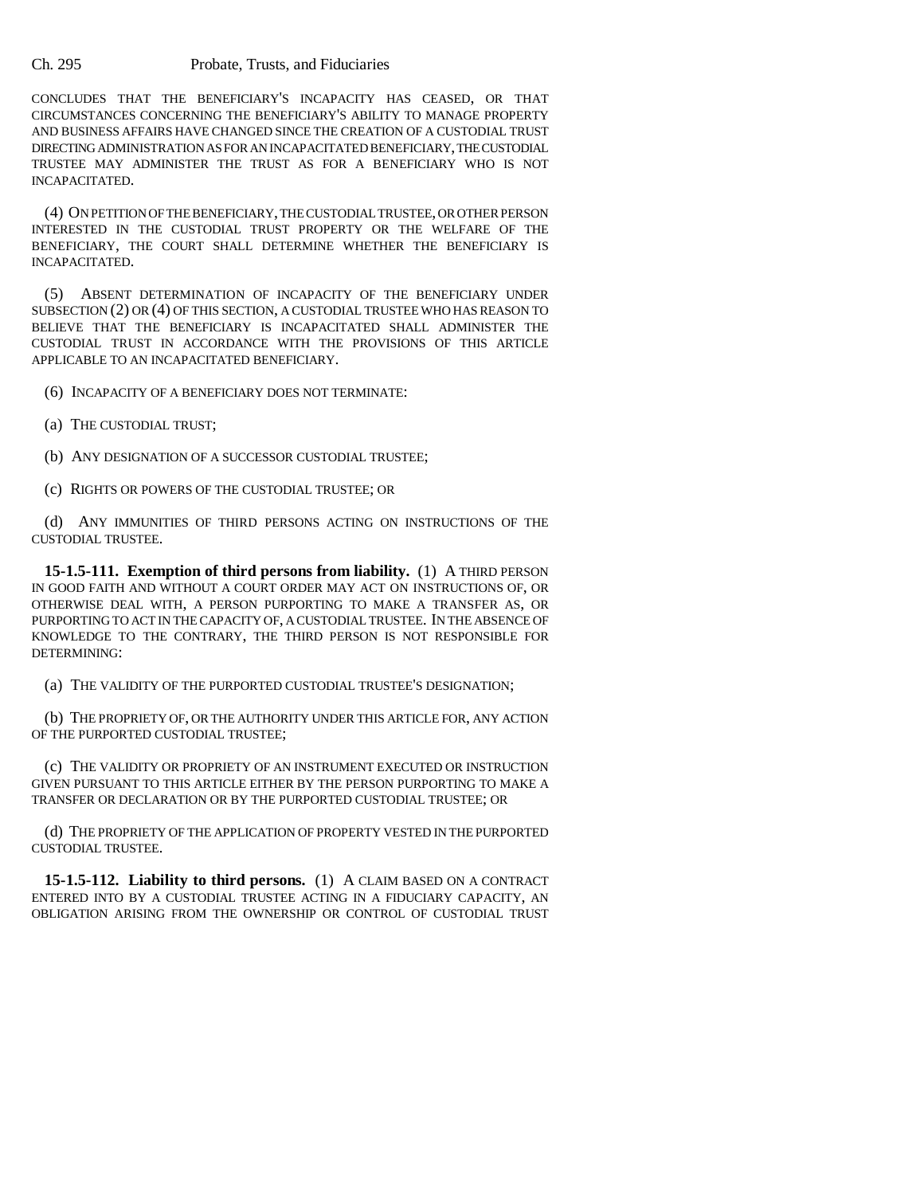CONCLUDES THAT THE BENEFICIARY'S INCAPACITY HAS CEASED, OR THAT CIRCUMSTANCES CONCERNING THE BENEFICIARY'S ABILITY TO MANAGE PROPERTY AND BUSINESS AFFAIRS HAVE CHANGED SINCE THE CREATION OF A CUSTODIAL TRUST DIRECTING ADMINISTRATION AS FOR AN INCAPACITATED BENEFICIARY, THE CUSTODIAL TRUSTEE MAY ADMINISTER THE TRUST AS FOR A BENEFICIARY WHO IS NOT INCAPACITATED.

(4) ON PETITION OF THE BENEFICIARY, THE CUSTODIAL TRUSTEE, OR OTHER PERSON INTERESTED IN THE CUSTODIAL TRUST PROPERTY OR THE WELFARE OF THE BENEFICIARY, THE COURT SHALL DETERMINE WHETHER THE BENEFICIARY IS INCAPACITATED.

(5) ABSENT DETERMINATION OF INCAPACITY OF THE BENEFICIARY UNDER SUBSECTION (2) OR (4) OF THIS SECTION, A CUSTODIAL TRUSTEE WHO HAS REASON TO BELIEVE THAT THE BENEFICIARY IS INCAPACITATED SHALL ADMINISTER THE CUSTODIAL TRUST IN ACCORDANCE WITH THE PROVISIONS OF THIS ARTICLE APPLICABLE TO AN INCAPACITATED BENEFICIARY.

(6) INCAPACITY OF A BENEFICIARY DOES NOT TERMINATE:

(a) THE CUSTODIAL TRUST;

(b) ANY DESIGNATION OF A SUCCESSOR CUSTODIAL TRUSTEE;

(c) RIGHTS OR POWERS OF THE CUSTODIAL TRUSTEE; OR

(d) ANY IMMUNITIES OF THIRD PERSONS ACTING ON INSTRUCTIONS OF THE CUSTODIAL TRUSTEE.

**15-1.5-111. Exemption of third persons from liability.** (1) A THIRD PERSON IN GOOD FAITH AND WITHOUT A COURT ORDER MAY ACT ON INSTRUCTIONS OF, OR OTHERWISE DEAL WITH, A PERSON PURPORTING TO MAKE A TRANSFER AS, OR PURPORTING TO ACT IN THE CAPACITY OF, A CUSTODIAL TRUSTEE. IN THE ABSENCE OF KNOWLEDGE TO THE CONTRARY, THE THIRD PERSON IS NOT RESPONSIBLE FOR DETERMINING:

(a) THE VALIDITY OF THE PURPORTED CUSTODIAL TRUSTEE'S DESIGNATION;

(b) THE PROPRIETY OF, OR THE AUTHORITY UNDER THIS ARTICLE FOR, ANY ACTION OF THE PURPORTED CUSTODIAL TRUSTEE;

(c) THE VALIDITY OR PROPRIETY OF AN INSTRUMENT EXECUTED OR INSTRUCTION GIVEN PURSUANT TO THIS ARTICLE EITHER BY THE PERSON PURPORTING TO MAKE A TRANSFER OR DECLARATION OR BY THE PURPORTED CUSTODIAL TRUSTEE; OR

(d) THE PROPRIETY OF THE APPLICATION OF PROPERTY VESTED IN THE PURPORTED CUSTODIAL TRUSTEE.

**15-1.5-112. Liability to third persons.** (1) A CLAIM BASED ON A CONTRACT ENTERED INTO BY A CUSTODIAL TRUSTEE ACTING IN A FIDUCIARY CAPACITY, AN OBLIGATION ARISING FROM THE OWNERSHIP OR CONTROL OF CUSTODIAL TRUST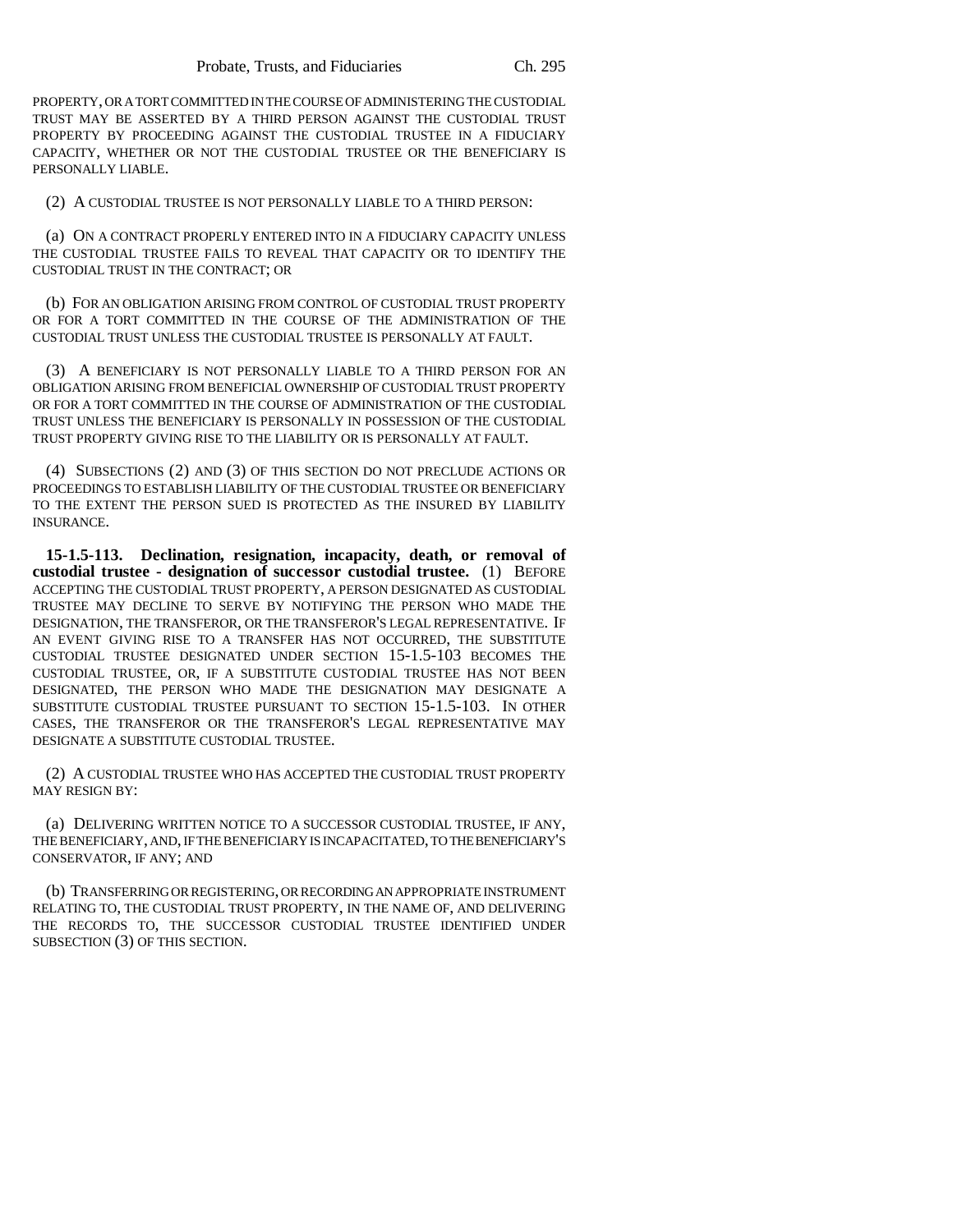PROPERTY, OR A TORT COMMITTED IN THE COURSE OF ADMINISTERING THE CUSTODIAL TRUST MAY BE ASSERTED BY A THIRD PERSON AGAINST THE CUSTODIAL TRUST PROPERTY BY PROCEEDING AGAINST THE CUSTODIAL TRUSTEE IN A FIDUCIARY CAPACITY, WHETHER OR NOT THE CUSTODIAL TRUSTEE OR THE BENEFICIARY IS PERSONALLY LIABLE.

(2) A CUSTODIAL TRUSTEE IS NOT PERSONALLY LIABLE TO A THIRD PERSON:

(a) ON A CONTRACT PROPERLY ENTERED INTO IN A FIDUCIARY CAPACITY UNLESS THE CUSTODIAL TRUSTEE FAILS TO REVEAL THAT CAPACITY OR TO IDENTIFY THE CUSTODIAL TRUST IN THE CONTRACT; OR

(b) FOR AN OBLIGATION ARISING FROM CONTROL OF CUSTODIAL TRUST PROPERTY OR FOR A TORT COMMITTED IN THE COURSE OF THE ADMINISTRATION OF THE CUSTODIAL TRUST UNLESS THE CUSTODIAL TRUSTEE IS PERSONALLY AT FAULT.

(3) A BENEFICIARY IS NOT PERSONALLY LIABLE TO A THIRD PERSON FOR AN OBLIGATION ARISING FROM BENEFICIAL OWNERSHIP OF CUSTODIAL TRUST PROPERTY OR FOR A TORT COMMITTED IN THE COURSE OF ADMINISTRATION OF THE CUSTODIAL TRUST UNLESS THE BENEFICIARY IS PERSONALLY IN POSSESSION OF THE CUSTODIAL TRUST PROPERTY GIVING RISE TO THE LIABILITY OR IS PERSONALLY AT FAULT.

(4) SUBSECTIONS (2) AND (3) OF THIS SECTION DO NOT PRECLUDE ACTIONS OR PROCEEDINGS TO ESTABLISH LIABILITY OF THE CUSTODIAL TRUSTEE OR BENEFICIARY TO THE EXTENT THE PERSON SUED IS PROTECTED AS THE INSURED BY LIABILITY INSURANCE.

**15-1.5-113. Declination, resignation, incapacity, death, or removal of custodial trustee - designation of successor custodial trustee.** (1) BEFORE ACCEPTING THE CUSTODIAL TRUST PROPERTY, A PERSON DESIGNATED AS CUSTODIAL TRUSTEE MAY DECLINE TO SERVE BY NOTIFYING THE PERSON WHO MADE THE DESIGNATION, THE TRANSFEROR, OR THE TRANSFEROR'S LEGAL REPRESENTATIVE. IF AN EVENT GIVING RISE TO A TRANSFER HAS NOT OCCURRED, THE SUBSTITUTE CUSTODIAL TRUSTEE DESIGNATED UNDER SECTION 15-1.5-103 BECOMES THE CUSTODIAL TRUSTEE, OR, IF A SUBSTITUTE CUSTODIAL TRUSTEE HAS NOT BEEN DESIGNATED, THE PERSON WHO MADE THE DESIGNATION MAY DESIGNATE A SUBSTITUTE CUSTODIAL TRUSTEE PURSUANT TO SECTION 15-1.5-103. IN OTHER CASES, THE TRANSFEROR OR THE TRANSFEROR'S LEGAL REPRESENTATIVE MAY DESIGNATE A SUBSTITUTE CUSTODIAL TRUSTEE.

(2) A CUSTODIAL TRUSTEE WHO HAS ACCEPTED THE CUSTODIAL TRUST PROPERTY MAY RESIGN BY:

(a) DELIVERING WRITTEN NOTICE TO A SUCCESSOR CUSTODIAL TRUSTEE, IF ANY, THE BENEFICIARY, AND, IF THE BENEFICIARY IS INCAPACITATED, TO THE BENEFICIARY'S CONSERVATOR, IF ANY; AND

(b) TRANSFERRING OR REGISTERING, OR RECORDING AN APPROPRIATE INSTRUMENT RELATING TO, THE CUSTODIAL TRUST PROPERTY, IN THE NAME OF, AND DELIVERING THE RECORDS TO, THE SUCCESSOR CUSTODIAL TRUSTEE IDENTIFIED UNDER SUBSECTION (3) OF THIS SECTION.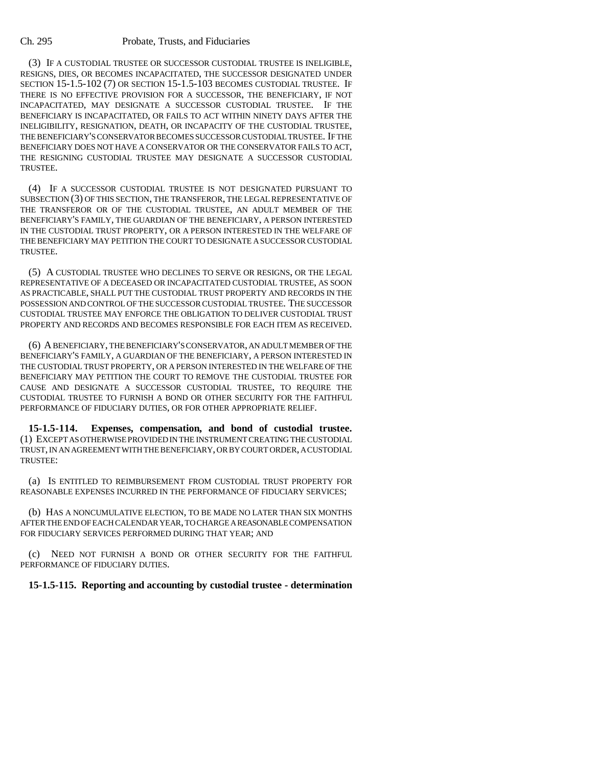(3) IF A CUSTODIAL TRUSTEE OR SUCCESSOR CUSTODIAL TRUSTEE IS INELIGIBLE, RESIGNS, DIES, OR BECOMES INCAPACITATED, THE SUCCESSOR DESIGNATED UNDER SECTION 15-1.5-102 (7) OR SECTION 15-1.5-103 BECOMES CUSTODIAL TRUSTEE. IF THERE IS NO EFFECTIVE PROVISION FOR A SUCCESSOR, THE BENEFICIARY, IF NOT INCAPACITATED, MAY DESIGNATE A SUCCESSOR CUSTODIAL TRUSTEE. IF THE BENEFICIARY IS INCAPACITATED, OR FAILS TO ACT WITHIN NINETY DAYS AFTER THE INELIGIBILITY, RESIGNATION, DEATH, OR INCAPACITY OF THE CUSTODIAL TRUSTEE, THE BENEFICIARY'S CONSERVATOR BECOMES SUCCESSOR CUSTODIAL TRUSTEE. IF THE BENEFICIARY DOES NOT HAVE A CONSERVATOR OR THE CONSERVATOR FAILS TO ACT, THE RESIGNING CUSTODIAL TRUSTEE MAY DESIGNATE A SUCCESSOR CUSTODIAL TRUSTEE.

(4) IF A SUCCESSOR CUSTODIAL TRUSTEE IS NOT DESIGNATED PURSUANT TO SUBSECTION (3) OF THIS SECTION, THE TRANSFEROR, THE LEGAL REPRESENTATIVE OF THE TRANSFEROR OR OF THE CUSTODIAL TRUSTEE, AN ADULT MEMBER OF THE BENEFICIARY'S FAMILY, THE GUARDIAN OF THE BENEFICIARY, A PERSON INTERESTED IN THE CUSTODIAL TRUST PROPERTY, OR A PERSON INTERESTED IN THE WELFARE OF THE BENEFICIARY MAY PETITION THE COURT TO DESIGNATE A SUCCESSOR CUSTODIAL TRUSTEE.

(5) A CUSTODIAL TRUSTEE WHO DECLINES TO SERVE OR RESIGNS, OR THE LEGAL REPRESENTATIVE OF A DECEASED OR INCAPACITATED CUSTODIAL TRUSTEE, AS SOON AS PRACTICABLE, SHALL PUT THE CUSTODIAL TRUST PROPERTY AND RECORDS IN THE POSSESSION AND CONTROL OF THE SUCCESSOR CUSTODIAL TRUSTEE. THE SUCCESSOR CUSTODIAL TRUSTEE MAY ENFORCE THE OBLIGATION TO DELIVER CUSTODIAL TRUST PROPERTY AND RECORDS AND BECOMES RESPONSIBLE FOR EACH ITEM AS RECEIVED.

(6) A BENEFICIARY, THE BENEFICIARY'S CONSERVATOR, AN ADULT MEMBER OF THE BENEFICIARY'S FAMILY, A GUARDIAN OF THE BENEFICIARY, A PERSON INTERESTED IN THE CUSTODIAL TRUST PROPERTY, OR A PERSON INTERESTED IN THE WELFARE OF THE BENEFICIARY MAY PETITION THE COURT TO REMOVE THE CUSTODIAL TRUSTEE FOR CAUSE AND DESIGNATE A SUCCESSOR CUSTODIAL TRUSTEE, TO REQUIRE THE CUSTODIAL TRUSTEE TO FURNISH A BOND OR OTHER SECURITY FOR THE FAITHFUL PERFORMANCE OF FIDUCIARY DUTIES, OR FOR OTHER APPROPRIATE RELIEF.

**15-1.5-114. Expenses, compensation, and bond of custodial trustee.** (1) EXCEPT AS OTHERWISE PROVIDED IN THE INSTRUMENT CREATING THE CUSTODIAL TRUST, IN AN AGREEMENT WITH THE BENEFICIARY, OR BY COURT ORDER, A CUSTODIAL TRUSTEE:

(a) IS ENTITLED TO REIMBURSEMENT FROM CUSTODIAL TRUST PROPERTY FOR REASONABLE EXPENSES INCURRED IN THE PERFORMANCE OF FIDUCIARY SERVICES;

(b) HAS A NONCUMULATIVE ELECTION, TO BE MADE NO LATER THAN SIX MONTHS AFTER THE END OF EACH CALENDAR YEAR, TO CHARGE A REASONABLE COMPENSATION FOR FIDUCIARY SERVICES PERFORMED DURING THAT YEAR; AND

(c) NEED NOT FURNISH A BOND OR OTHER SECURITY FOR THE FAITHFUL PERFORMANCE OF FIDUCIARY DUTIES.

**15-1.5-115. Reporting and accounting by custodial trustee - determination**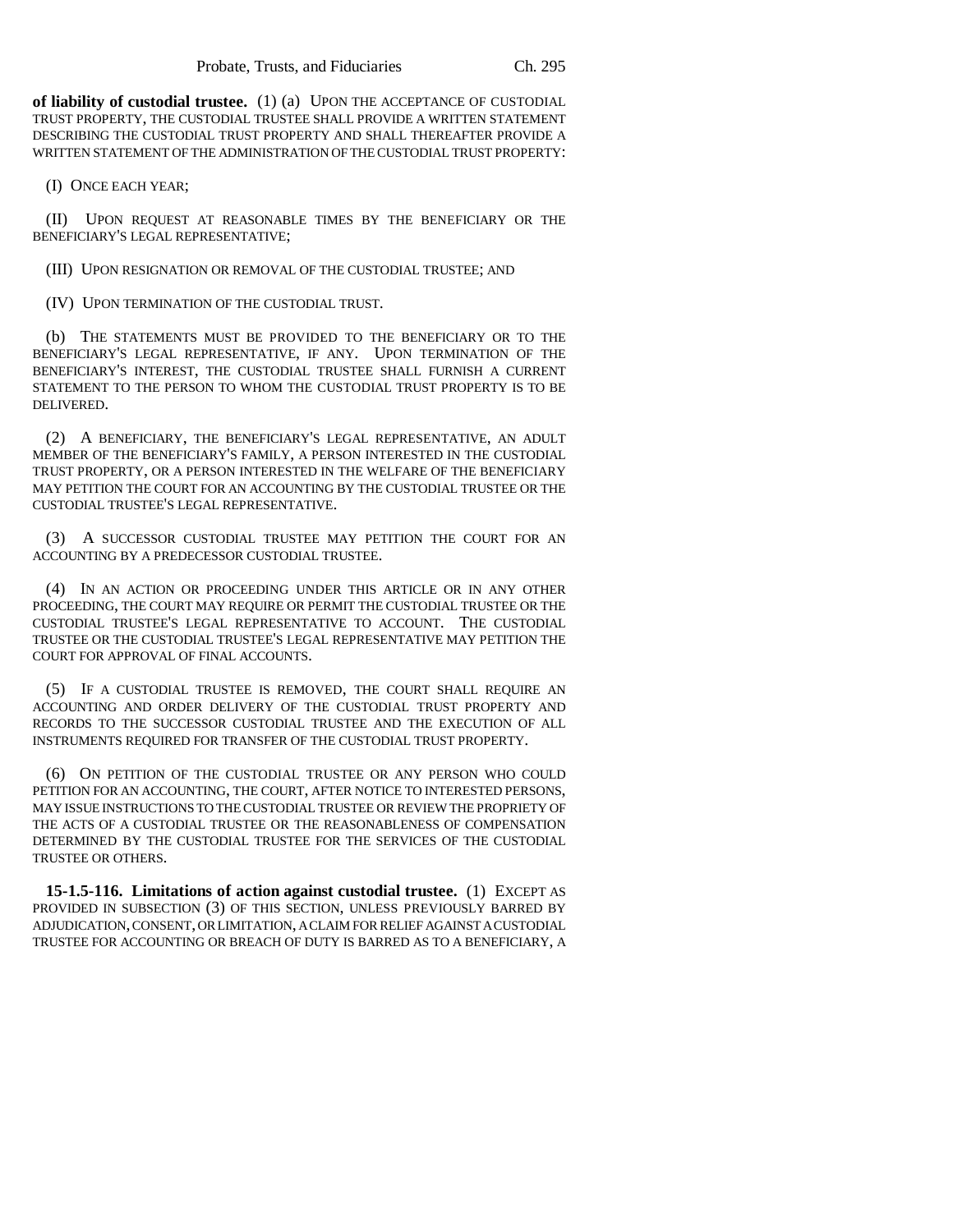**of liability of custodial trustee.** (1) (a) UPON THE ACCEPTANCE OF CUSTODIAL TRUST PROPERTY, THE CUSTODIAL TRUSTEE SHALL PROVIDE A WRITTEN STATEMENT DESCRIBING THE CUSTODIAL TRUST PROPERTY AND SHALL THEREAFTER PROVIDE A WRITTEN STATEMENT OF THE ADMINISTRATION OF THE CUSTODIAL TRUST PROPERTY:

(I) ONCE EACH YEAR;

(II) UPON REQUEST AT REASONABLE TIMES BY THE BENEFICIARY OR THE BENEFICIARY'S LEGAL REPRESENTATIVE;

(III) UPON RESIGNATION OR REMOVAL OF THE CUSTODIAL TRUSTEE; AND

(IV) UPON TERMINATION OF THE CUSTODIAL TRUST.

(b) THE STATEMENTS MUST BE PROVIDED TO THE BENEFICIARY OR TO THE BENEFICIARY'S LEGAL REPRESENTATIVE, IF ANY. UPON TERMINATION OF THE BENEFICIARY'S INTEREST, THE CUSTODIAL TRUSTEE SHALL FURNISH A CURRENT STATEMENT TO THE PERSON TO WHOM THE CUSTODIAL TRUST PROPERTY IS TO BE DELIVERED.

(2) A BENEFICIARY, THE BENEFICIARY'S LEGAL REPRESENTATIVE, AN ADULT MEMBER OF THE BENEFICIARY'S FAMILY, A PERSON INTERESTED IN THE CUSTODIAL TRUST PROPERTY, OR A PERSON INTERESTED IN THE WELFARE OF THE BENEFICIARY MAY PETITION THE COURT FOR AN ACCOUNTING BY THE CUSTODIAL TRUSTEE OR THE CUSTODIAL TRUSTEE'S LEGAL REPRESENTATIVE.

(3) A SUCCESSOR CUSTODIAL TRUSTEE MAY PETITION THE COURT FOR AN ACCOUNTING BY A PREDECESSOR CUSTODIAL TRUSTEE.

(4) IN AN ACTION OR PROCEEDING UNDER THIS ARTICLE OR IN ANY OTHER PROCEEDING, THE COURT MAY REQUIRE OR PERMIT THE CUSTODIAL TRUSTEE OR THE CUSTODIAL TRUSTEE'S LEGAL REPRESENTATIVE TO ACCOUNT. THE CUSTODIAL TRUSTEE OR THE CUSTODIAL TRUSTEE'S LEGAL REPRESENTATIVE MAY PETITION THE COURT FOR APPROVAL OF FINAL ACCOUNTS.

(5) IF A CUSTODIAL TRUSTEE IS REMOVED, THE COURT SHALL REQUIRE AN ACCOUNTING AND ORDER DELIVERY OF THE CUSTODIAL TRUST PROPERTY AND RECORDS TO THE SUCCESSOR CUSTODIAL TRUSTEE AND THE EXECUTION OF ALL INSTRUMENTS REQUIRED FOR TRANSFER OF THE CUSTODIAL TRUST PROPERTY.

(6) ON PETITION OF THE CUSTODIAL TRUSTEE OR ANY PERSON WHO COULD PETITION FOR AN ACCOUNTING, THE COURT, AFTER NOTICE TO INTERESTED PERSONS, MAY ISSUE INSTRUCTIONS TO THE CUSTODIAL TRUSTEE OR REVIEW THE PROPRIETY OF THE ACTS OF A CUSTODIAL TRUSTEE OR THE REASONABLENESS OF COMPENSATION DETERMINED BY THE CUSTODIAL TRUSTEE FOR THE SERVICES OF THE CUSTODIAL TRUSTEE OR OTHERS.

**15-1.5-116. Limitations of action against custodial trustee.** (1) EXCEPT AS PROVIDED IN SUBSECTION (3) OF THIS SECTION, UNLESS PREVIOUSLY BARRED BY ADJUDICATION, CONSENT, OR LIMITATION, A CLAIM FOR RELIEF AGAINST A CUSTODIAL TRUSTEE FOR ACCOUNTING OR BREACH OF DUTY IS BARRED AS TO A BENEFICIARY, A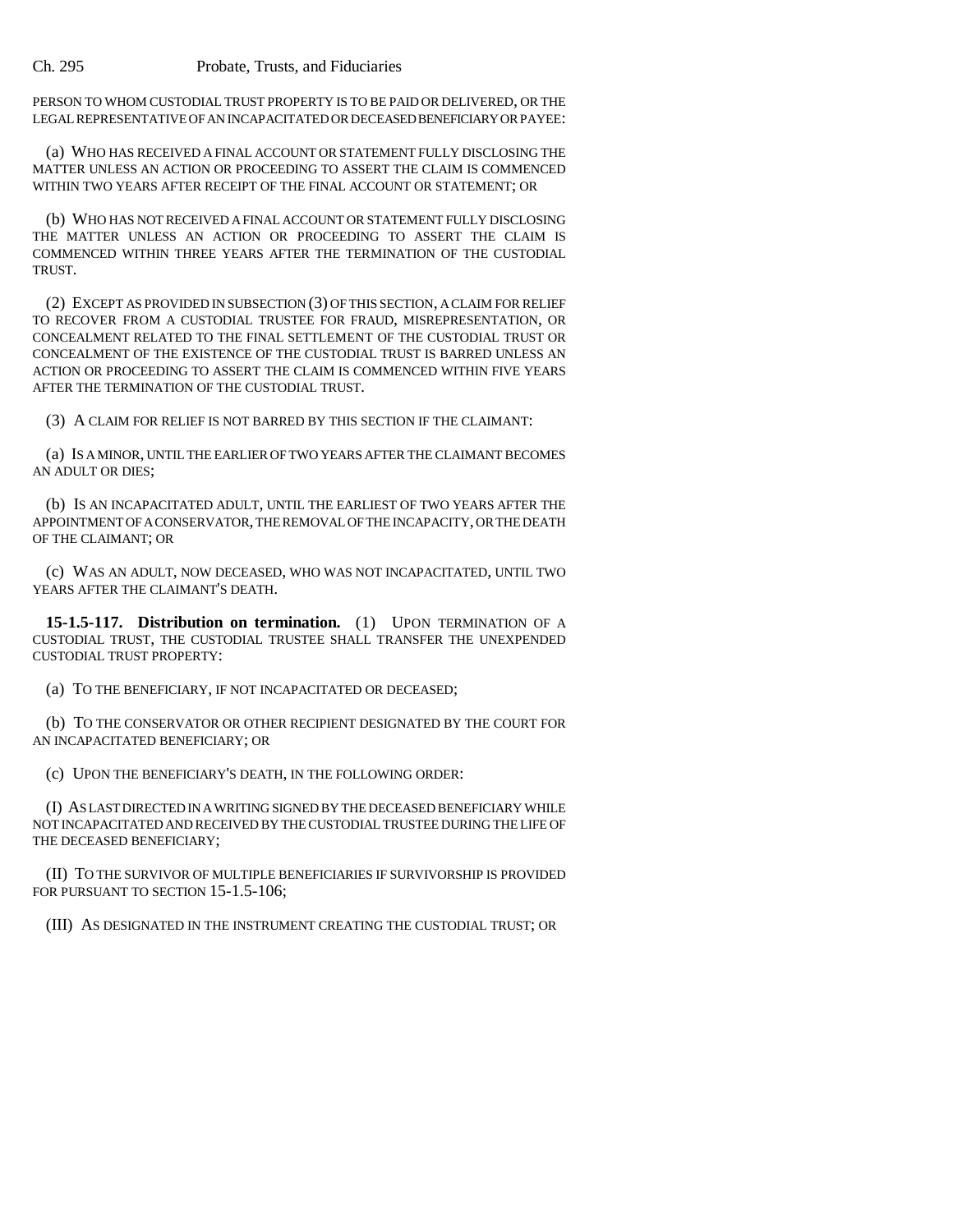PERSON TO WHOM CUSTODIAL TRUST PROPERTY IS TO BE PAID OR DELIVERED, OR THE LEGAL REPRESENTATIVE OF AN INCAPACITATED OR DECEASED BENEFICIARY OR PAYEE:

(a) WHO HAS RECEIVED A FINAL ACCOUNT OR STATEMENT FULLY DISCLOSING THE MATTER UNLESS AN ACTION OR PROCEEDING TO ASSERT THE CLAIM IS COMMENCED WITHIN TWO YEARS AFTER RECEIPT OF THE FINAL ACCOUNT OR STATEMENT; OR

(b) WHO HAS NOT RECEIVED A FINAL ACCOUNT OR STATEMENT FULLY DISCLOSING THE MATTER UNLESS AN ACTION OR PROCEEDING TO ASSERT THE CLAIM IS COMMENCED WITHIN THREE YEARS AFTER THE TERMINATION OF THE CUSTODIAL TRUST.

(2) EXCEPT AS PROVIDED IN SUBSECTION (3) OF THIS SECTION, A CLAIM FOR RELIEF TO RECOVER FROM A CUSTODIAL TRUSTEE FOR FRAUD, MISREPRESENTATION, OR CONCEALMENT RELATED TO THE FINAL SETTLEMENT OF THE CUSTODIAL TRUST OR CONCEALMENT OF THE EXISTENCE OF THE CUSTODIAL TRUST IS BARRED UNLESS AN ACTION OR PROCEEDING TO ASSERT THE CLAIM IS COMMENCED WITHIN FIVE YEARS AFTER THE TERMINATION OF THE CUSTODIAL TRUST.

(3) A CLAIM FOR RELIEF IS NOT BARRED BY THIS SECTION IF THE CLAIMANT:

(a) IS A MINOR, UNTIL THE EARLIER OF TWO YEARS AFTER THE CLAIMANT BECOMES AN ADULT OR DIES;

(b) IS AN INCAPACITATED ADULT, UNTIL THE EARLIEST OF TWO YEARS AFTER THE APPOINTMENT OF A CONSERVATOR, THE REMOVAL OF THE INCAPACITY, OR THE DEATH OF THE CLAIMANT; OR

(c) WAS AN ADULT, NOW DECEASED, WHO WAS NOT INCAPACITATED, UNTIL TWO YEARS AFTER THE CLAIMANT'S DEATH.

**15-1.5-117. Distribution on termination.** (1) UPON TERMINATION OF A CUSTODIAL TRUST, THE CUSTODIAL TRUSTEE SHALL TRANSFER THE UNEXPENDED CUSTODIAL TRUST PROPERTY:

(a) TO THE BENEFICIARY, IF NOT INCAPACITATED OR DECEASED;

(b) TO THE CONSERVATOR OR OTHER RECIPIENT DESIGNATED BY THE COURT FOR AN INCAPACITATED BENEFICIARY; OR

(c) UPON THE BENEFICIARY'S DEATH, IN THE FOLLOWING ORDER:

(I) AS LAST DIRECTED IN A WRITING SIGNED BY THE DECEASED BENEFICIARY WHILE NOT INCAPACITATED AND RECEIVED BY THE CUSTODIAL TRUSTEE DURING THE LIFE OF THE DECEASED BENEFICIARY;

(II) TO THE SURVIVOR OF MULTIPLE BENEFICIARIES IF SURVIVORSHIP IS PROVIDED FOR PURSUANT TO SECTION 15-1.5-106;

(III) AS DESIGNATED IN THE INSTRUMENT CREATING THE CUSTODIAL TRUST; OR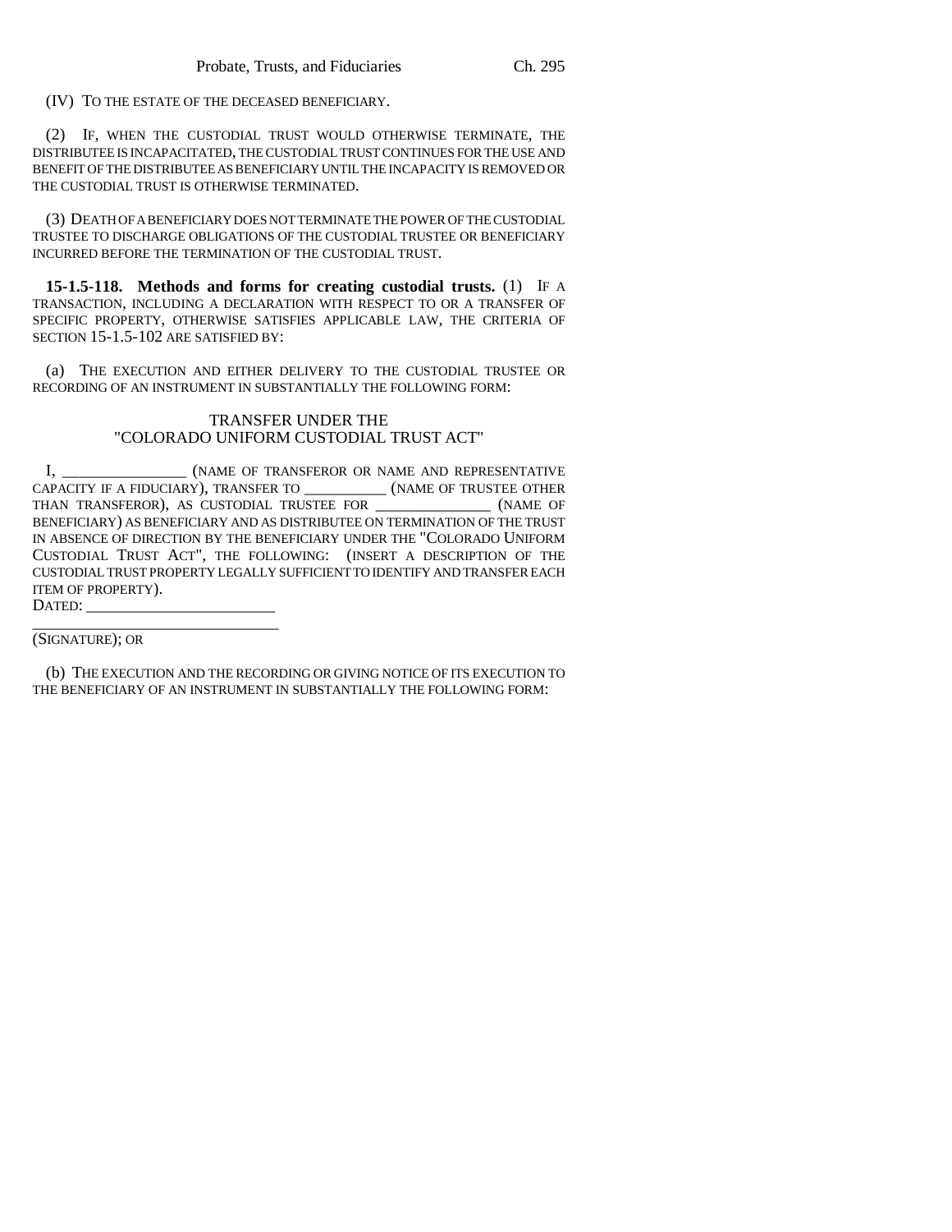(IV) TO THE ESTATE OF THE DECEASED BENEFICIARY.

(2) IF, WHEN THE CUSTODIAL TRUST WOULD OTHERWISE TERMINATE, THE DISTRIBUTEE IS INCAPACITATED, THE CUSTODIAL TRUST CONTINUES FOR THE USE AND BENEFIT OF THE DISTRIBUTEE AS BENEFICIARY UNTIL THE INCAPACITY IS REMOVED OR THE CUSTODIAL TRUST IS OTHERWISE TERMINATED.

(3) DEATH OF A BENEFICIARY DOES NOT TERMINATE THE POWER OF THE CUSTODIAL TRUSTEE TO DISCHARGE OBLIGATIONS OF THE CUSTODIAL TRUSTEE OR BENEFICIARY INCURRED BEFORE THE TERMINATION OF THE CUSTODIAL TRUST.

**15-1.5-118. Methods and forms for creating custodial trusts.** (1) IF A TRANSACTION, INCLUDING A DECLARATION WITH RESPECT TO OR A TRANSFER OF SPECIFIC PROPERTY, OTHERWISE SATISFIES APPLICABLE LAW, THE CRITERIA OF SECTION 15-1.5-102 ARE SATISFIED BY:

(a) THE EXECUTION AND EITHER DELIVERY TO THE CUSTODIAL TRUSTEE OR RECORDING OF AN INSTRUMENT IN SUBSTANTIALLY THE FOLLOWING FORM:

TRANSFER UNDER THE
"COLORADO UNIFORM CUSTODIAL TRUST ACT"

I, ________________ (NAME OF TRANSFEROR OR NAME AND REPRESENTATIVE CAPACITY IF A FIDUCIARY), TRANSFER TO ___________ (NAME OF TRUSTEE OTHER THAN TRANSFEROR), AS CUSTODIAL TRUSTEE FOR _______________ (NAME OF BENEFICIARY) AS BENEFICIARY AND AS DISTRIBUTEE ON TERMINATION OF THE TRUST IN ABSENCE OF DIRECTION BY THE BENEFICIARY UNDER THE "COLORADO UNIFORM CUSTODIAL TRUST ACT", THE FOLLOWING: (INSERT A DESCRIPTION OF THE CUSTODIAL TRUST PROPERTY LEGALLY SUFFICIENT TO IDENTIFY AND TRANSFER EACH ITEM OF PROPERTY).
DATED: ________________________
_____________________________
(SIGNATURE); OR

(b) THE EXECUTION AND THE RECORDING OR GIVING NOTICE OF ITS EXECUTION TO THE BENEFICIARY OF AN INSTRUMENT IN SUBSTANTIALLY THE FOLLOWING FORM: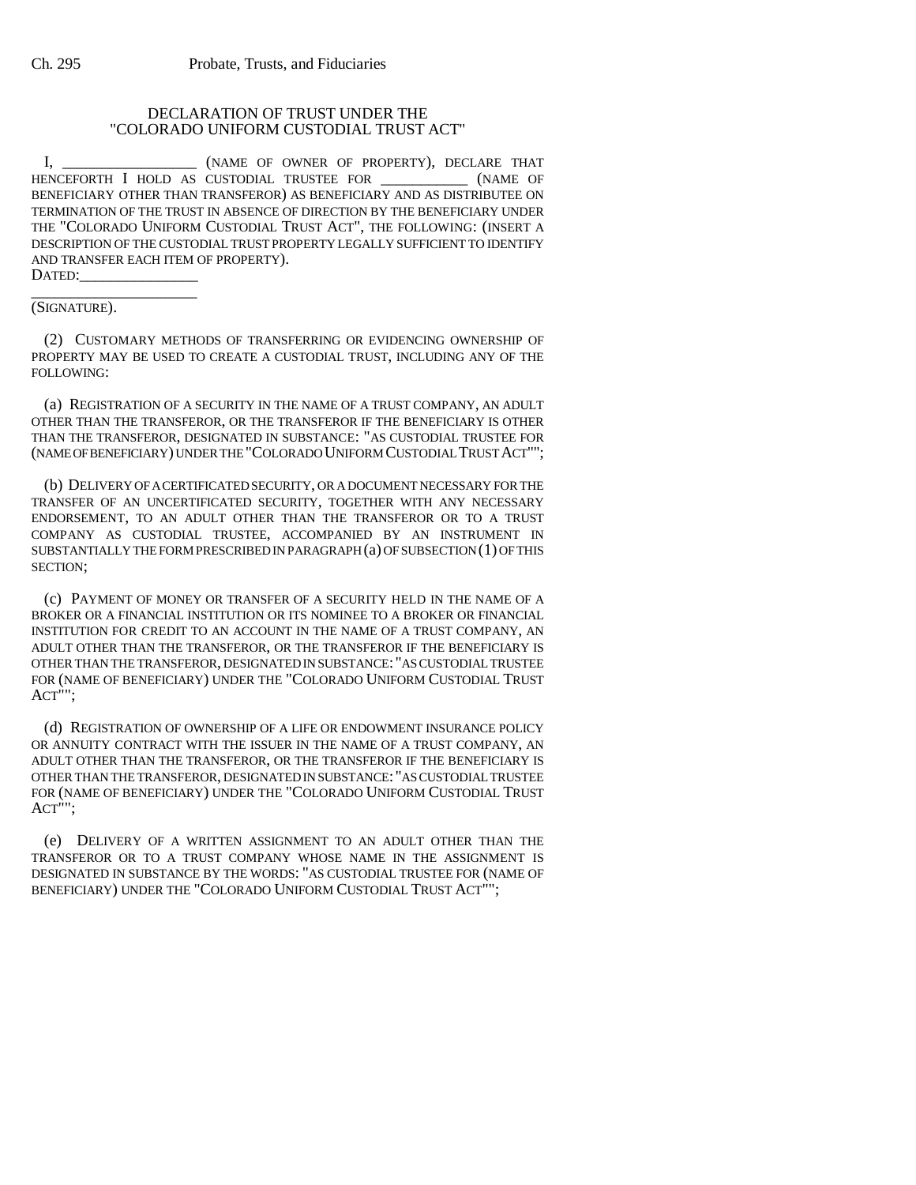## DECLARATION OF TRUST UNDER THE "COLORADO UNIFORM CUSTODIAL TRUST ACT"

I, _________________ (NAME OF OWNER OF PROPERTY), DECLARE THAT HENCEFORTH I HOLD AS CUSTODIAL TRUSTEE FOR ___________ (NAME OF BENEFICIARY OTHER THAN TRANSFEROR) AS BENEFICIARY AND AS DISTRIBUTEE ON TERMINATION OF THE TRUST IN ABSENCE OF DIRECTION BY THE BENEFICIARY UNDER THE "COLORADO UNIFORM CUSTODIAL TRUST ACT", THE FOLLOWING: (INSERT A DESCRIPTION OF THE CUSTODIAL TRUST PROPERTY LEGALLY SUFFICIENT TO IDENTIFY AND TRANSFER EACH ITEM OF PROPERTY).

DATED:_______________

_____________________

(SIGNATURE).

(2) CUSTOMARY METHODS OF TRANSFERRING OR EVIDENCING OWNERSHIP OF PROPERTY MAY BE USED TO CREATE A CUSTODIAL TRUST, INCLUDING ANY OF THE FOLLOWING:

(a) REGISTRATION OF A SECURITY IN THE NAME OF A TRUST COMPANY, AN ADULT OTHER THAN THE TRANSFEROR, OR THE TRANSFEROR IF THE BENEFICIARY IS OTHER THAN THE TRANSFEROR, DESIGNATED IN SUBSTANCE: "AS CUSTODIAL TRUSTEE FOR (NAME OF BENEFICIARY) UNDER THE "COLORADO UNIFORM CUSTODIAL TRUST ACT"";

(b) DELIVERY OF A CERTIFICATED SECURITY, OR A DOCUMENT NECESSARY FOR THE TRANSFER OF AN UNCERTIFICATED SECURITY, TOGETHER WITH ANY NECESSARY ENDORSEMENT, TO AN ADULT OTHER THAN THE TRANSFEROR OR TO A TRUST COMPANY AS CUSTODIAL TRUSTEE, ACCOMPANIED BY AN INSTRUMENT IN SUBSTANTIALLY THE FORM PRESCRIBED IN PARAGRAPH (a) OF SUBSECTION (1) OF THIS SECTION;

(c) PAYMENT OF MONEY OR TRANSFER OF A SECURITY HELD IN THE NAME OF A BROKER OR A FINANCIAL INSTITUTION OR ITS NOMINEE TO A BROKER OR FINANCIAL INSTITUTION FOR CREDIT TO AN ACCOUNT IN THE NAME OF A TRUST COMPANY, AN ADULT OTHER THAN THE TRANSFEROR, OR THE TRANSFEROR IF THE BENEFICIARY IS OTHER THAN THE TRANSFEROR, DESIGNATED IN SUBSTANCE: "AS CUSTODIAL TRUSTEE FOR (NAME OF BENEFICIARY) UNDER THE "COLORADO UNIFORM CUSTODIAL TRUST ACT"";

(d) REGISTRATION OF OWNERSHIP OF A LIFE OR ENDOWMENT INSURANCE POLICY OR ANNUITY CONTRACT WITH THE ISSUER IN THE NAME OF A TRUST COMPANY, AN ADULT OTHER THAN THE TRANSFEROR, OR THE TRANSFEROR IF THE BENEFICIARY IS OTHER THAN THE TRANSFEROR, DESIGNATED IN SUBSTANCE: "AS CUSTODIAL TRUSTEE FOR (NAME OF BENEFICIARY) UNDER THE "COLORADO UNIFORM CUSTODIAL TRUST ACT"";

(e) DELIVERY OF A WRITTEN ASSIGNMENT TO AN ADULT OTHER THAN THE TRANSFEROR OR TO A TRUST COMPANY WHOSE NAME IN THE ASSIGNMENT IS DESIGNATED IN SUBSTANCE BY THE WORDS: "AS CUSTODIAL TRUSTEE FOR (NAME OF BENEFICIARY) UNDER THE "COLORADO UNIFORM CUSTODIAL TRUST ACT"";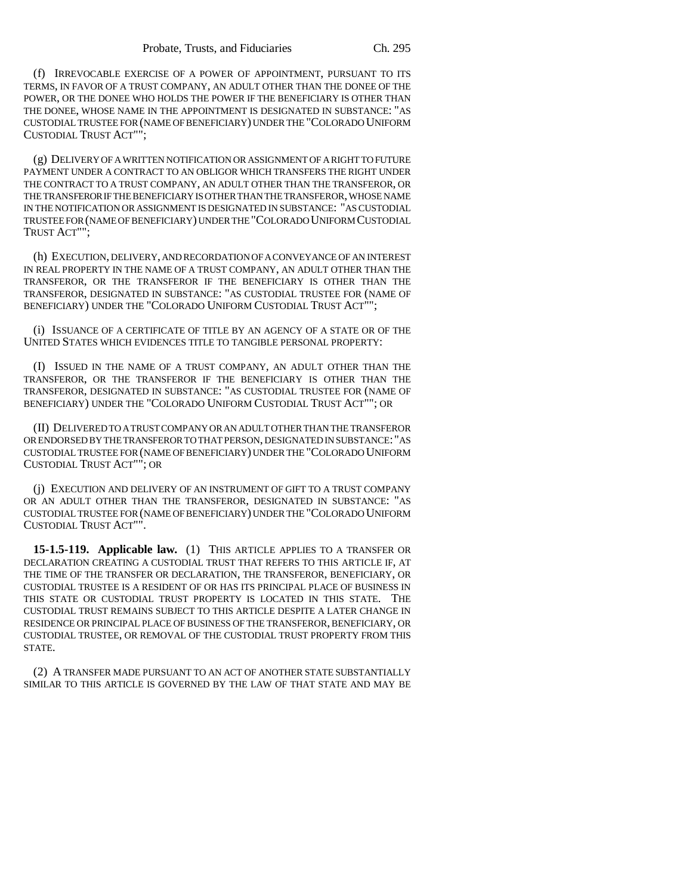(f) IRREVOCABLE EXERCISE OF A POWER OF APPOINTMENT, PURSUANT TO ITS TERMS, IN FAVOR OF A TRUST COMPANY, AN ADULT OTHER THAN THE DONEE OF THE POWER, OR THE DONEE WHO HOLDS THE POWER IF THE BENEFICIARY IS OTHER THAN THE DONEE, WHOSE NAME IN THE APPOINTMENT IS DESIGNATED IN SUBSTANCE: "AS CUSTODIAL TRUSTEE FOR (NAME OF BENEFICIARY) UNDER THE "COLORADO UNIFORM CUSTODIAL TRUST ACT"";

(g) DELIVERY OF A WRITTEN NOTIFICATION OR ASSIGNMENT OF A RIGHT TO FUTURE PAYMENT UNDER A CONTRACT TO AN OBLIGOR WHICH TRANSFERS THE RIGHT UNDER THE CONTRACT TO A TRUST COMPANY, AN ADULT OTHER THAN THE TRANSFEROR, OR THE TRANSFEROR IF THE BENEFICIARY IS OTHER THAN THE TRANSFEROR, WHOSE NAME IN THE NOTIFICATION OR ASSIGNMENT IS DESIGNATED IN SUBSTANCE: "AS CUSTODIAL TRUSTEE FOR (NAME OF BENEFICIARY) UNDER THE "COLORADO UNIFORM CUSTODIAL TRUST ACT"";

(h) EXECUTION, DELIVERY, AND RECORDATION OF A CONVEYANCE OF AN INTEREST IN REAL PROPERTY IN THE NAME OF A TRUST COMPANY, AN ADULT OTHER THAN THE TRANSFEROR, OR THE TRANSFEROR IF THE BENEFICIARY IS OTHER THAN THE TRANSFEROR, DESIGNATED IN SUBSTANCE: "AS CUSTODIAL TRUSTEE FOR (NAME OF BENEFICIARY) UNDER THE "COLORADO UNIFORM CUSTODIAL TRUST ACT"";

(i) ISSUANCE OF A CERTIFICATE OF TITLE BY AN AGENCY OF A STATE OR OF THE UNITED STATES WHICH EVIDENCES TITLE TO TANGIBLE PERSONAL PROPERTY:

(I) ISSUED IN THE NAME OF A TRUST COMPANY, AN ADULT OTHER THAN THE TRANSFEROR, OR THE TRANSFEROR IF THE BENEFICIARY IS OTHER THAN THE TRANSFEROR, DESIGNATED IN SUBSTANCE: "AS CUSTODIAL TRUSTEE FOR (NAME OF BENEFICIARY) UNDER THE "COLORADO UNIFORM CUSTODIAL TRUST ACT""; OR

(II) DELIVERED TO A TRUST COMPANY OR AN ADULT OTHER THAN THE TRANSFEROR OR ENDORSED BY THE TRANSFEROR TO THAT PERSON, DESIGNATED IN SUBSTANCE: "AS CUSTODIAL TRUSTEE FOR (NAME OF BENEFICIARY) UNDER THE "COLORADO UNIFORM CUSTODIAL TRUST ACT""; OR

(j) EXECUTION AND DELIVERY OF AN INSTRUMENT OF GIFT TO A TRUST COMPANY OR AN ADULT OTHER THAN THE TRANSFEROR, DESIGNATED IN SUBSTANCE: "AS CUSTODIAL TRUSTEE FOR (NAME OF BENEFICIARY) UNDER THE "COLORADO UNIFORM CUSTODIAL TRUST ACT"".

**15-1.5-119. Applicable law.** (1) THIS ARTICLE APPLIES TO A TRANSFER OR DECLARATION CREATING A CUSTODIAL TRUST THAT REFERS TO THIS ARTICLE IF, AT THE TIME OF THE TRANSFER OR DECLARATION, THE TRANSFEROR, BENEFICIARY, OR CUSTODIAL TRUSTEE IS A RESIDENT OF OR HAS ITS PRINCIPAL PLACE OF BUSINESS IN THIS STATE OR CUSTODIAL TRUST PROPERTY IS LOCATED IN THIS STATE. THE CUSTODIAL TRUST REMAINS SUBJECT TO THIS ARTICLE DESPITE A LATER CHANGE IN RESIDENCE OR PRINCIPAL PLACE OF BUSINESS OF THE TRANSFEROR, BENEFICIARY, OR CUSTODIAL TRUSTEE, OR REMOVAL OF THE CUSTODIAL TRUST PROPERTY FROM THIS STATE.

(2) A TRANSFER MADE PURSUANT TO AN ACT OF ANOTHER STATE SUBSTANTIALLY SIMILAR TO THIS ARTICLE IS GOVERNED BY THE LAW OF THAT STATE AND MAY BE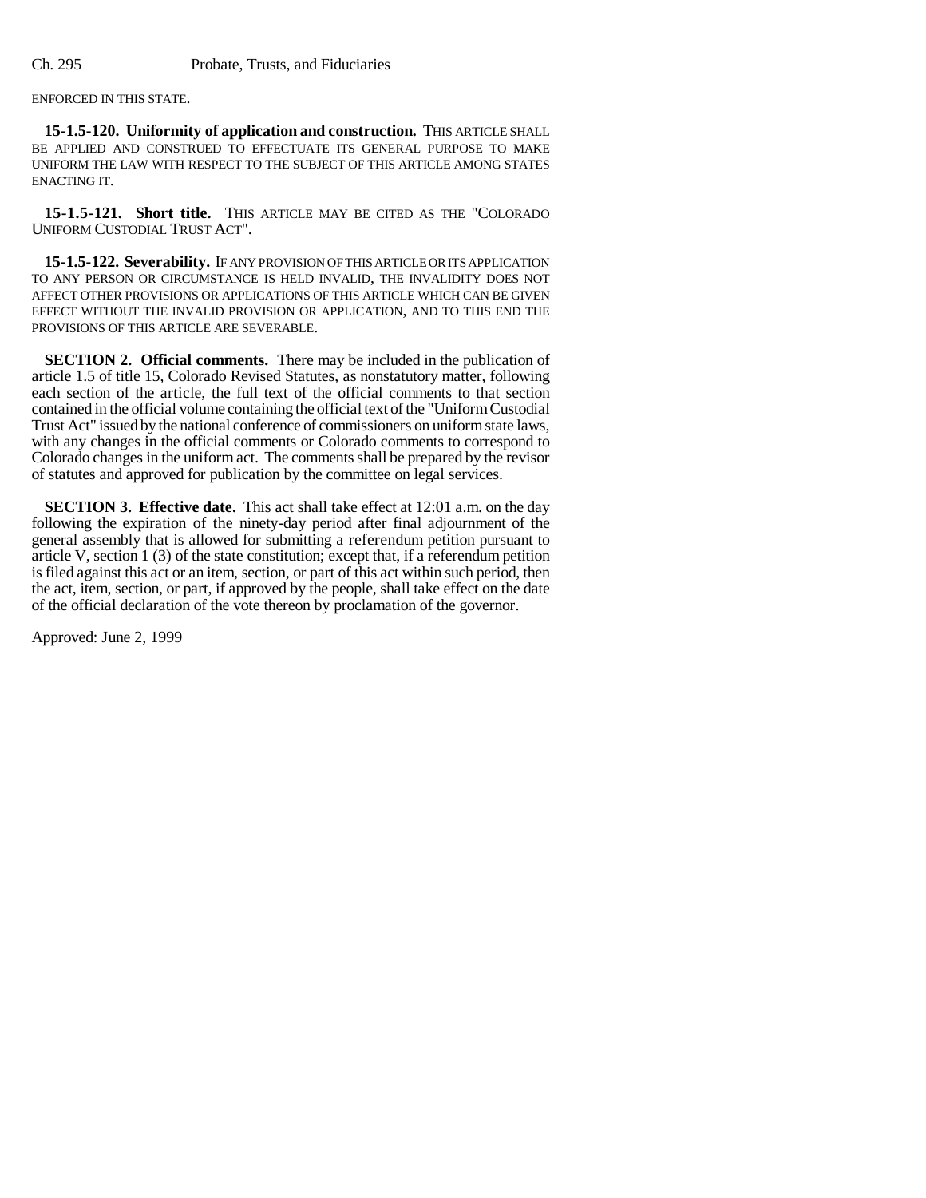ENFORCED IN THIS STATE.

**15-1.5-120. Uniformity of application and construction.** THIS ARTICLE SHALL BE APPLIED AND CONSTRUED TO EFFECTUATE ITS GENERAL PURPOSE TO MAKE UNIFORM THE LAW WITH RESPECT TO THE SUBJECT OF THIS ARTICLE AMONG STATES ENACTING IT.

**15-1.5-121. Short title.** THIS ARTICLE MAY BE CITED AS THE "COLORADO UNIFORM CUSTODIAL TRUST ACT".

**15-1.5-122. Severability.** IF ANY PROVISION OF THIS ARTICLE OR ITS APPLICATION TO ANY PERSON OR CIRCUMSTANCE IS HELD INVALID, THE INVALIDITY DOES NOT AFFECT OTHER PROVISIONS OR APPLICATIONS OF THIS ARTICLE WHICH CAN BE GIVEN EFFECT WITHOUT THE INVALID PROVISION OR APPLICATION, AND TO THIS END THE PROVISIONS OF THIS ARTICLE ARE SEVERABLE.

**SECTION 2. Official comments.** There may be included in the publication of article 1.5 of title 15, Colorado Revised Statutes, as nonstatutory matter, following each section of the article, the full text of the official comments to that section contained in the official volume containing the official text of the "Uniform Custodial Trust Act" issued by the national conference of commissioners on uniform state laws, with any changes in the official comments or Colorado comments to correspond to Colorado changes in the uniform act. The comments shall be prepared by the revisor of statutes and approved for publication by the committee on legal services.

**SECTION 3. Effective date.** This act shall take effect at 12:01 a.m. on the day following the expiration of the ninety-day period after final adjournment of the general assembly that is allowed for submitting a referendum petition pursuant to article V, section 1 (3) of the state constitution; except that, if a referendum petition is filed against this act or an item, section, or part of this act within such period, then the act, item, section, or part, if approved by the people, shall take effect on the date of the official declaration of the vote thereon by proclamation of the governor.

Approved: June 2, 1999